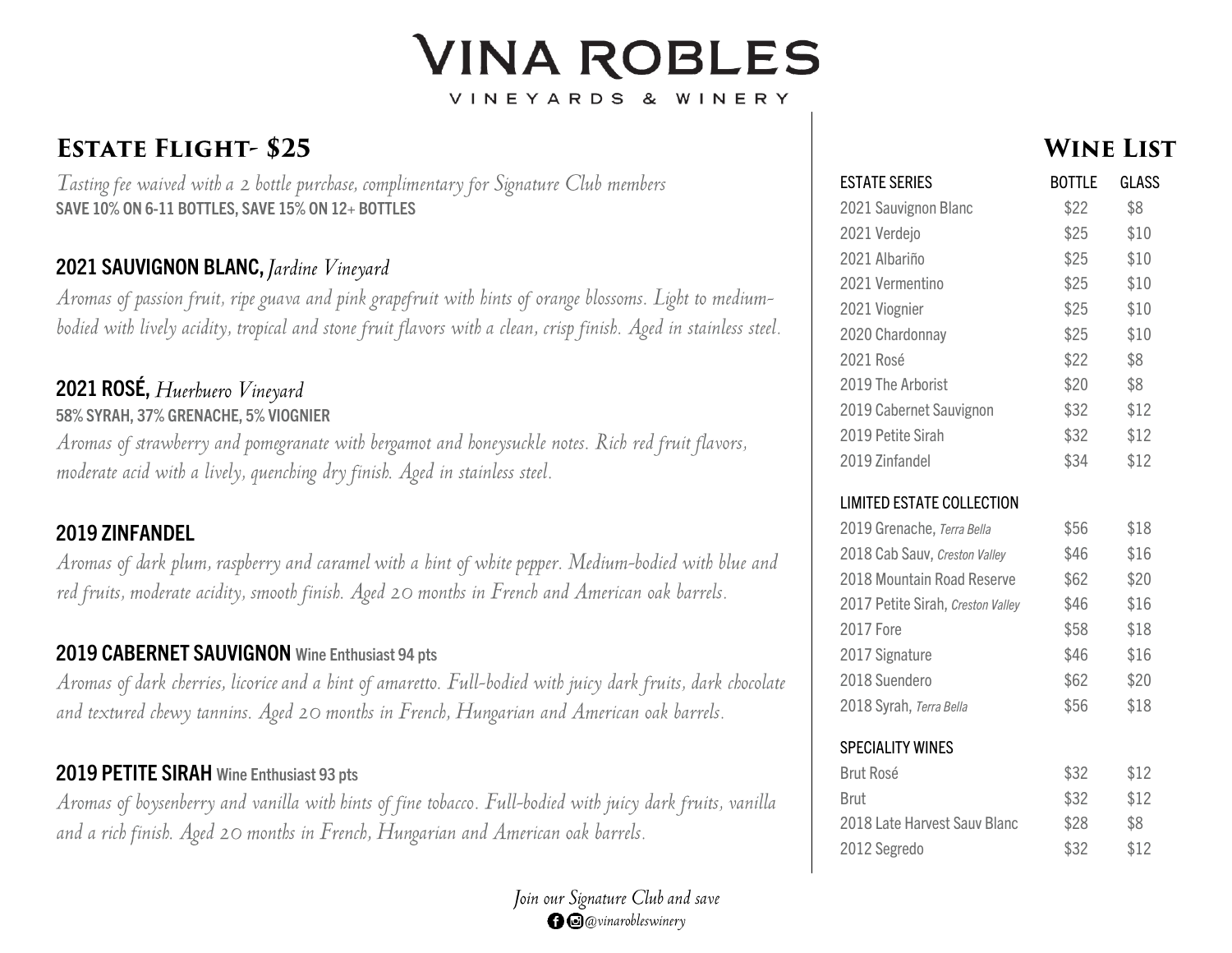# VINA ROBLES

VINEYARDS & WINERY

## Estate Flight- $25

*Tasting fee waived with a 2 bottle purchase, complimentary for Signature Club members*

SAVE 10% ON 6-11 BOTTLES, SAVE 15% ON 12+ BOTTLES

### 2021 SAUVIGNON BLANC, *Jardine Vineyard*

*Aromas of passion fruit, ripe guava and pink grapefruit with hints of orange blossoms. Light to medium-bodied with lively acidity, tropical and stone fruit flavors with a clean, crisp finish. Aged in stainless steel.*

### 2021 ROSÉ, *Huerhuero Vineyard*

58% SYRAH, 37% GRENACHE, 5% VIOGNIER

*Aromas of strawberry and pomegranate with bergamot and honeysuckle notes. Rich red fruit flavors, moderate acid with a lively, quenching dry finish. Aged in stainless steel.*

### 2019 ZINFANDEL

*Aromas of dark plum, raspberry and caramel with a hint of white pepper. Medium-bodied with blue and red fruits, moderate acidity, smooth finish. Aged 20 months in French and American oak barrels.*

### 2019 CABERNET SAUVIGNON Wine Enthusiast 94 pts

*Aromas of dark cherries, licorice and a hint of amaretto. Full-bodied with juicy dark fruits, dark chocolate and textured chewy tannins. Aged 20 months in French, Hungarian and American oak barrels.*

### 2019 PETITE SIRAH Wine Enthusiast 93 pts

*Aromas of boysenberry and vanilla with hints of fine tobacco. Full-bodied with juicy dark fruits, vanilla and a rich finish. Aged 20 months in French, Hungarian and American oak barrels.*

## Wine List

| ESTATE SERIES | BOTTLE | GLASS |
|---|---|---|
| 2021 Sauvignon Blanc | $22 | $8 |
| 2021 Verdejo | $25 | $10 |
| 2021 Albariño | $25 | $10 |
| 2021 Vermentino | $25 | $10 |
| 2021 Viognier | $25 | $10 |
| 2020 Chardonnay | $25 | $10 |
| 2021 Rosé | $22 | $8 |
| 2019 The Arborist | $20 | $8 |
| 2019 Cabernet Sauvignon | $32 | $12 |
| 2019 Petite Sirah | $32 | $12 |
| 2019 Zinfandel | $34 | $12 |
| **LIMITED ESTATE COLLECTION** | | |
| 2019 Grenache, *Terra Bella* | $56 | $18 |
| 2018 Cab Sauv, *Creston Valley* | $46 | $16 |
| 2018 Mountain Road Reserve | $62 | $20 |
| 2017 Petite Sirah, *Creston Valley* | $46 | $16 |
| 2017 Fore | $58 | $18 |
| 2017 Signature | $46 | $16 |
| 2018 Suendero | $62 | $20 |
| 2018 Syrah, *Terra Bella* | $56 | $18 |
| **SPECIALITY WINES** | | |
| Brut Rosé | $32 | $12 |
| Brut | $32 | $12 |
| 2018 Late Harvest Sauv Blanc | $28 | $8 |
| 2012 Segredo | $32 | $12 |

*Join our Signature Club and save*

*@vinarobleswinery*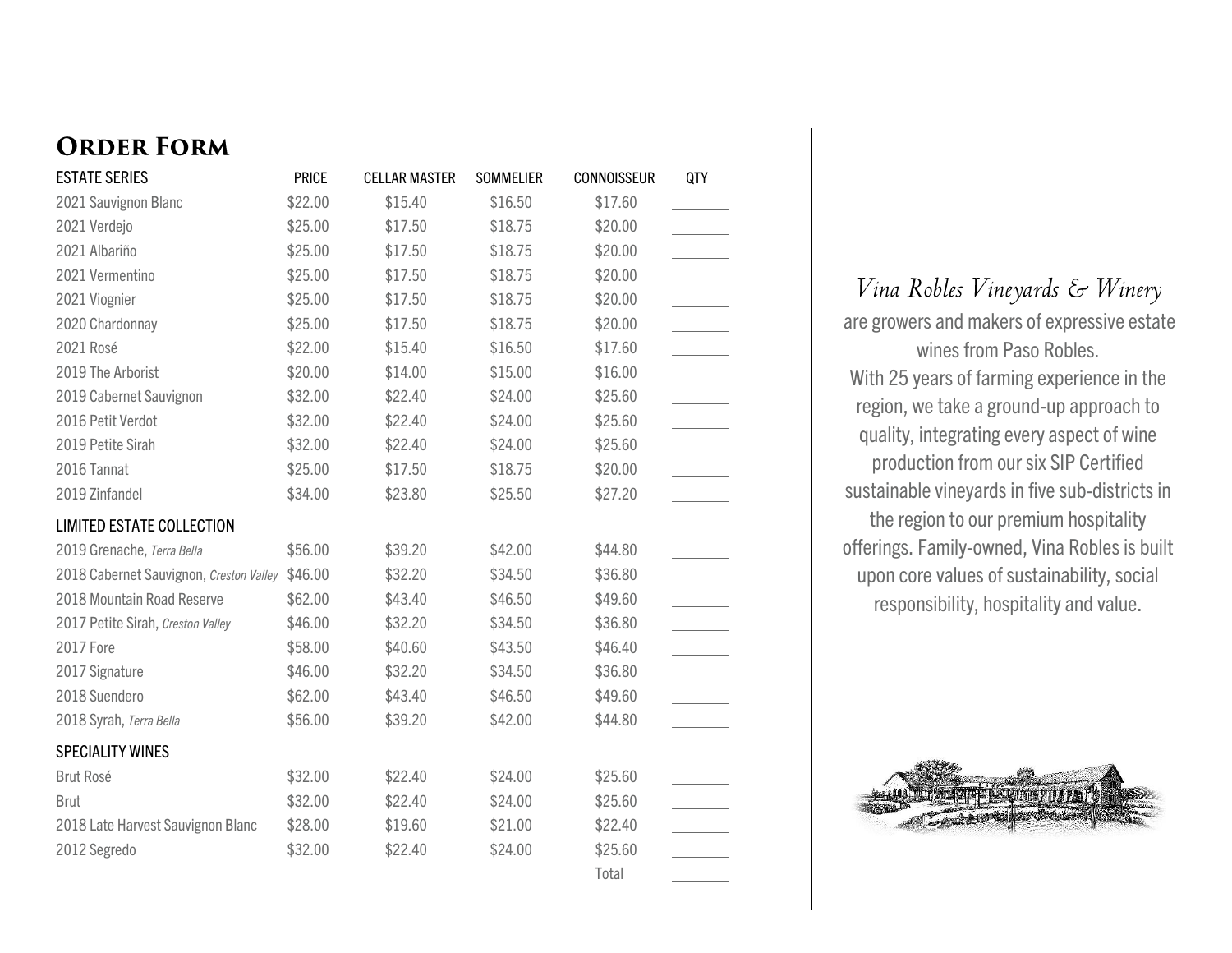## Order Form

| ESTATE SERIES | PRICE | CELLAR MASTER | SOMMELIER | CONNOISSEUR | QTY |
|---|---|---|---|---|---|
| 2021 Sauvignon Blanc | $22.00 | $15.40 | $16.50 | $17.60 | |
| 2021 Verdejo | $25.00 | $17.50 | $18.75 | $20.00 | |
| 2021 Albariño | $25.00 | $17.50 | $18.75 | $20.00 | |
| 2021 Vermentino | $25.00 | $17.50 | $18.75 | $20.00 | |
| 2021 Viognier | $25.00 | $17.50 | $18.75 | $20.00 | |
| 2020 Chardonnay | $25.00 | $17.50 | $18.75 | $20.00 | |
| 2021 Rosé | $22.00 | $15.40 | $16.50 | $17.60 | |
| 2019 The Arborist | $20.00 | $14.00 | $15.00 | $16.00 | |
| 2019 Cabernet Sauvignon | $32.00 | $22.40 | $24.00 | $25.60 | |
| 2016 Petit Verdot | $32.00 | $22.40 | $24.00 | $25.60 | |
| 2019 Petite Sirah | $32.00 | $22.40 | $24.00 | $25.60 | |
| 2016 Tannat | $25.00 | $17.50 | $18.75 | $20.00 | |
| 2019 Zinfandel | $34.00 | $23.80 | $25.50 | $27.20 | |
| LIMITED ESTATE COLLECTION | | | | | |
| 2019 Grenache, *Terra Bella* | $56.00 | $39.20 | $42.00 | $44.80 | |
| 2018 Cabernet Sauvignon, *Creston Valley* | $46.00 | $32.20 | $34.50 | $36.80 | |
| 2018 Mountain Road Reserve | $62.00 | $43.40 | $46.50 | $49.60 | |
| 2017 Petite Sirah, *Creston Valley* | $46.00 | $32.20 | $34.50 | $36.80 | |
| 2017 Fore | $58.00 | $40.60 | $43.50 | $46.40 | |
| 2017 Signature | $46.00 | $32.20 | $34.50 | $36.80 | |
| 2018 Suendero | $62.00 | $43.40 | $46.50 | $49.60 | |
| 2018 Syrah, *Terra Bella* | $56.00 | $39.20 | $42.00 | $44.80 | |
| SPECIALITY WINES | | | | | |
| Brut Rosé | $32.00 | $22.40 | $24.00 | $25.60 | |
| Brut | $32.00 | $22.40 | $24.00 | $25.60 | |
| 2018 Late Harvest Sauvignon Blanc | $28.00 | $19.60 | $21.00 | $22.40 | |
| 2012 Segredo | $32.00 | $22.40 | $24.00 | $25.60 | |
| | | | | Total | |

*Vina Robles Vineyards & Winery*

are growers and makers of expressive estate wines from Paso Robles. With 25 years of farming experience in the region, we take a ground-up approach to quality, integrating every aspect of wine production from our six SIP Certified sustainable vineyards in five sub-districts in the region to our premium hospitality offerings. Family-owned, Vina Robles is built upon core values of sustainability, social responsibility, hospitality and value.